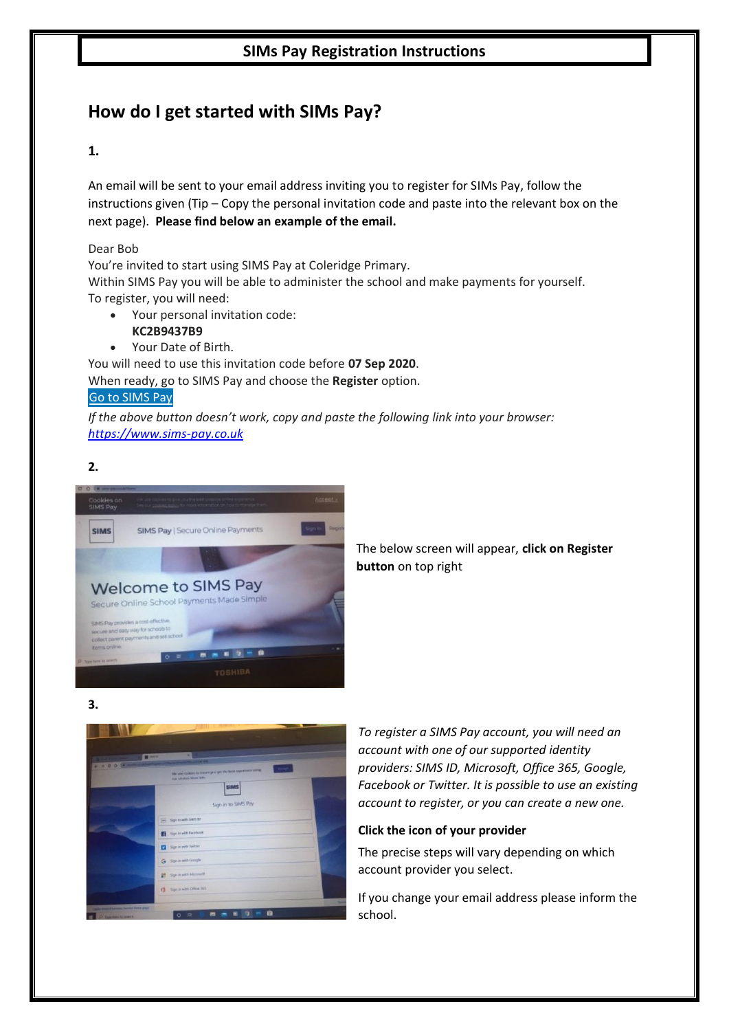# SIMs Pay Registration Instructions

## How do I get started with SIMs Pay?

**1.**

An email will be sent to your email address inviting you to register for SIMs Pay, follow the instructions given (Tip – Copy the personal invitation code and paste into the relevant box on the next page). **Please find below an example of the email.**

Dear Bob
You're invited to start using SIMS Pay at Coleridge Primary.
Within SIMS Pay you will be able to administer the school and make payments for yourself.
To register, you will need:

- Your personal invitation code:
  **KC2B9437B9**
- Your Date of Birth.

You will need to use this invitation code before **07 Sep 2020**.
When ready, go to SIMS Pay and choose the **Register** option.
Go to SIMS Pay
*If the above button doesn't work, copy and paste the following link into your browser:*
*https://www.sims-pay.co.uk*

**2.**

The below screen will appear, **click on Register button** on top right

**3.**

*To register a SIMS Pay account, you will need an account with one of our supported identity providers: SIMS ID, Microsoft, Office 365, Google, Facebook or Twitter. It is possible to use an existing account to register, or you can create a new one.*

**Click the icon of your provider**

The precise steps will vary depending on which account provider you select.

If you change your email address please inform the school.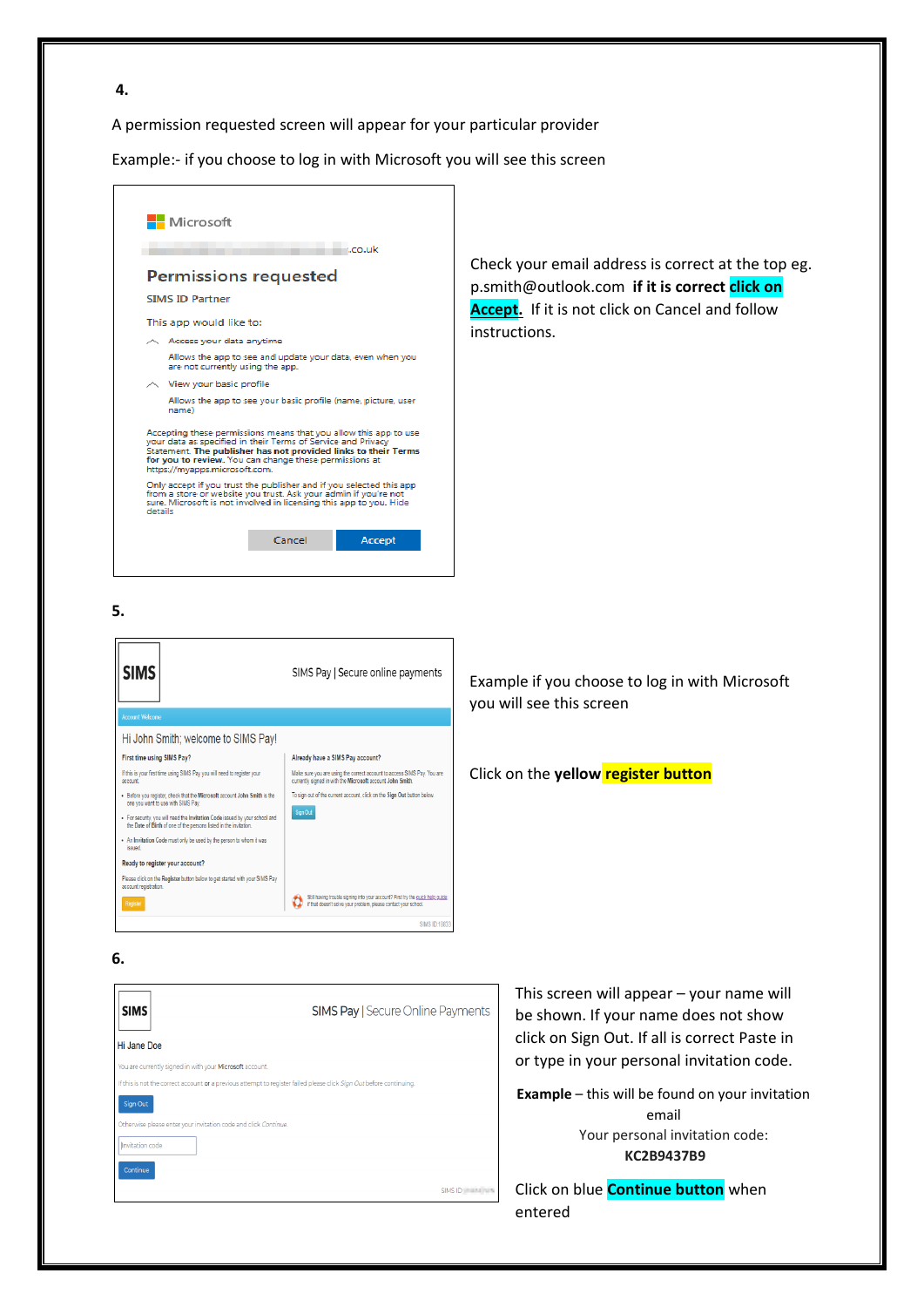**4.**

A permission requested screen will appear for your particular provider

Example:- if you choose to log in with Microsoft you will see this screen

Microsoft

.co.uk

Permissions requested

SIMS ID Partner

This app would like to:

Access your data anytime

Allows the app to see and update your data, even when you are not currently using the app.

View your basic profile

Allows the app to see your basic profile (name, picture, user name)

Accepting these permissions means that you allow this app to use your data as specified in their Terms of Service and Privacy Statement. **The publisher has not provided links to their Terms for you to review.** You can change these permissions at https://myapps.microsoft.com.

Only accept if you trust the publisher and if you selected this app from a store or website you trust. Ask your admin if you're not sure. Microsoft is not involved in licensing this app to you. Hide details

Cancel Accept

Check your email address is correct at the top eg. p.smith@outlook.com **if it is correct click on Accept.** If it is not click on Cancel and follow instructions.

**5.**

SIMS — SIMS Pay | Secure online payments

Account Welcome

Hi John Smith; welcome to SIMS Pay!

**First time using SIMS Pay?**

If this is your first time using SIMS Pay you will need to register your account.

- Before you register, check that the Microsoft account John Smith is the one you want to use with SIMS Pay.
- For security you will need the Invitation Code issued by your school and the Date of Birth of one of the persons listed in the invitation.
- An Invitation Code must only be used by the person to whom it was issued.

**Ready to register your account?**

Please click on the Register button below to get started with your SIMS Pay account registration.

Register

**Already have a SIMS Pay account?**

Make sure you are using the correct account to access SIMS Pay. You are currently signed in with the Microsoft account John Smith.

To sign out of the current account, click on the Sign Out button below.

Sign Out

Still having trouble signing into your account? Find try the quick help guide. If that doesn't solve your problem, please contact your school.

SIMS ID 1803

Example if you choose to log in with Microsoft you will see this screen

Click on the **yellow register button**

**6.**

SIMS — SIMS Pay | Secure Online Payments

Hi Jane Doe

You are currently signed in with your Microsoft account.

If this is not the correct account or a previous attempt to register failed please click Sign Out before continuing.

Sign Out

Otherwise please enter your invitation code and click Continue.

Invitation code

Continue

SIMS ID

This screen will appear – your name will be shown. If your name does not show click on Sign Out. If all is correct Paste in or type in your personal invitation code.

**Example** – this will be found on your invitation email

Your personal invitation code:

**KC2B9437B9**

Click on blue **Continue button** when entered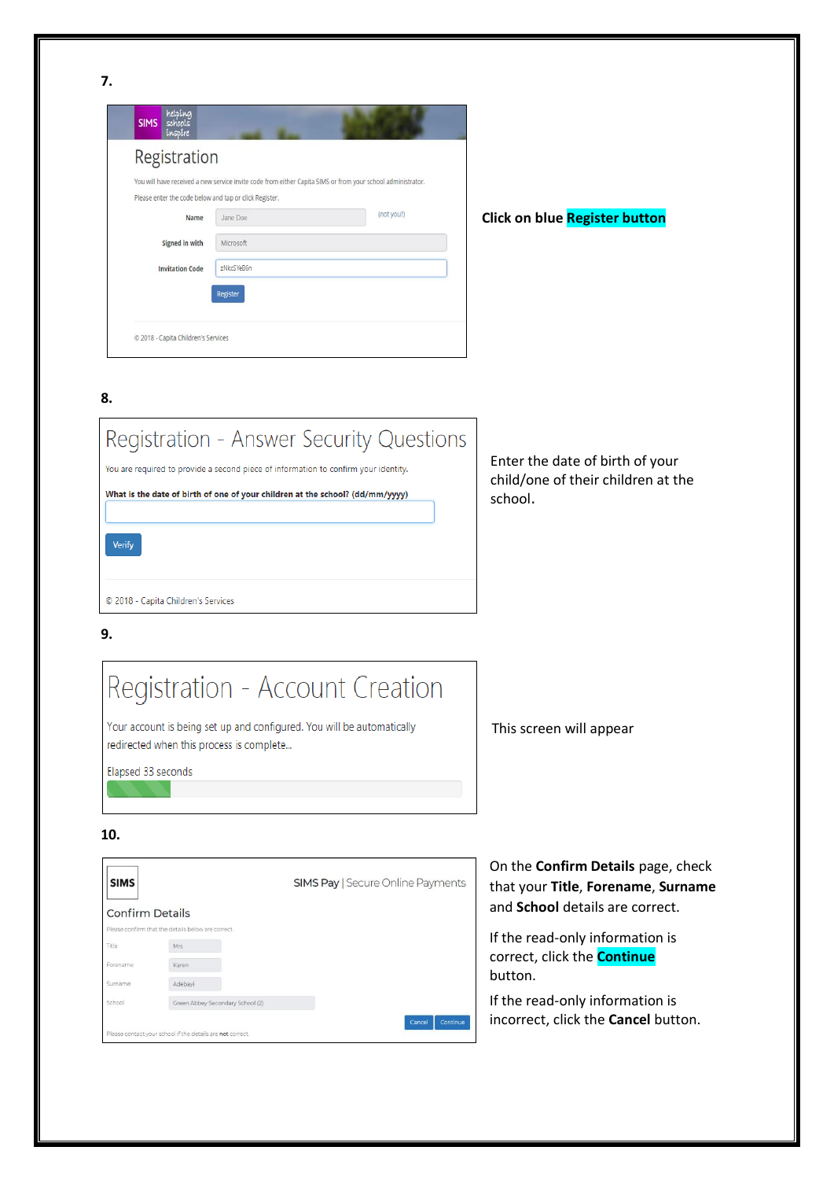**7.**

Registration

You will have received a new service invite code from either Capita SIMS or from your school administrator.

Please enter the code below and tap or click Register.

Name: Jane Doe (not you?)

Signed in with: Microsoft

Invitation Code: zNkcSYeB6n

Register

© 2018 - Capita Children's Services

**Click on blue Register button**

**8.**

Registration - Answer Security Questions

You are required to provide a second piece of information to confirm your identity.

**What is the date of birth of one of your children at the school? (dd/mm/yyyy)**

Verify

© 2018 - Capita Children's Services

Enter the date of birth of your child/one of their children at the school.

**9.**

Registration - Account Creation

Your account is being set up and configured. You will be automatically redirected when this process is complete...

Elapsed 33 seconds

This screen will appear

**10.**

SIMS | SIMS Pay | Secure Online Payments

Confirm Details

Please confirm that the details below are correct.

Title: Mrs

Forename: Karen

Surname: Adebayi

School: Green Abbey Secondary School (2)

Cancel | Continue

Please contact your school if the details are **not** correct.

On the **Confirm Details** page, check that your **Title**, **Forename**, **Surname** and **School** details are correct.

If the read-only information is correct, click the **Continue** button.

If the read-only information is incorrect, click the **Cancel** button.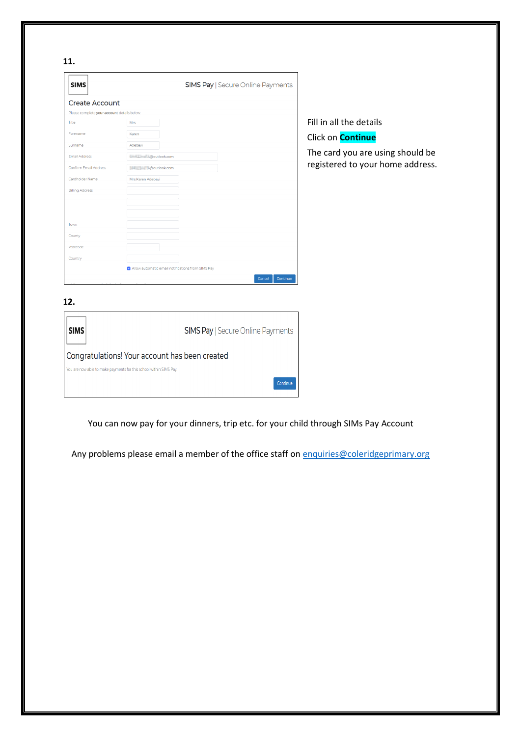**11.**

Fill in all the details

Click on **Continue**

The card you are using should be registered to your home address.

**12.**

You can now pay for your dinners, trip etc. for your child through SIMs Pay Account

Any problems please email a member of the office staff on enquiries@coleridgeprimary.org